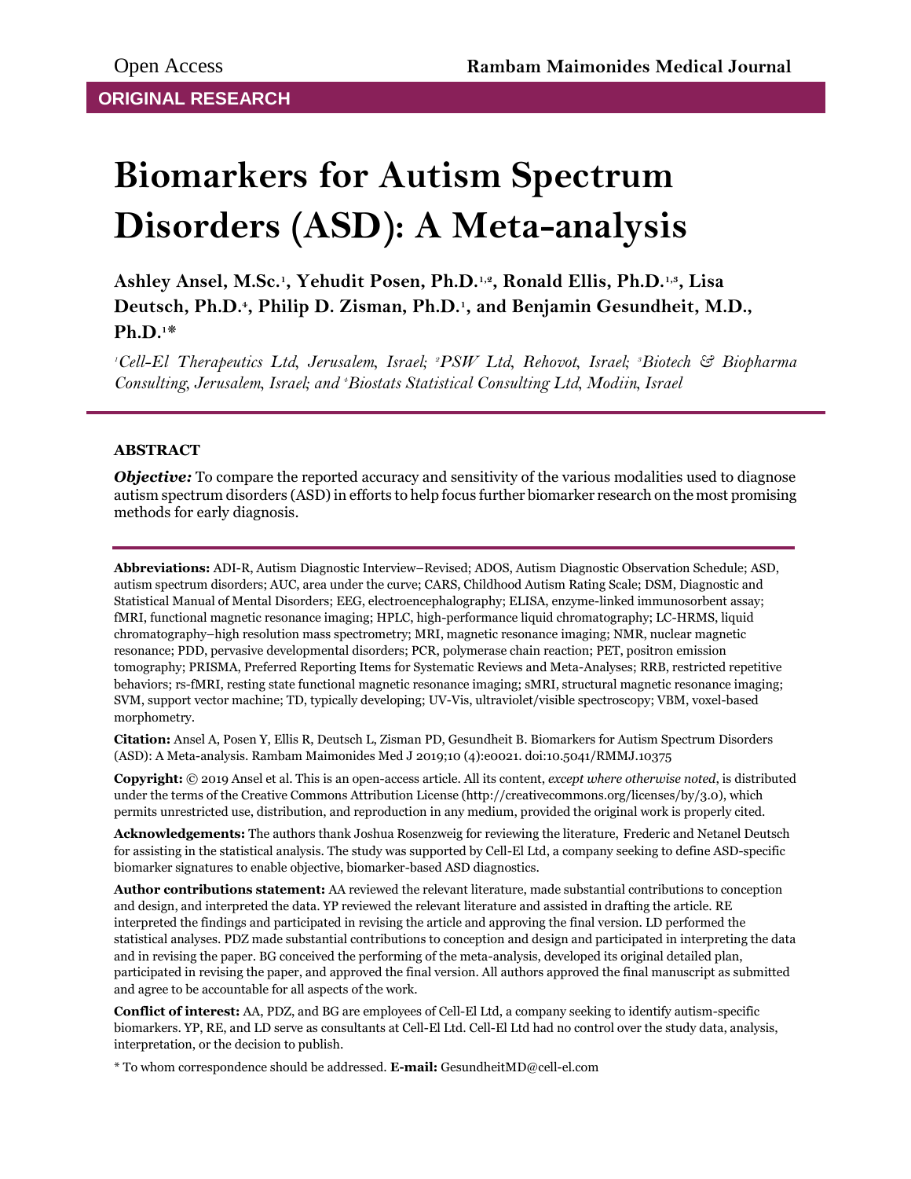ORIGINAL RESEARCH

# Biomarkers for Autism Spectrum Disorders (ASD): A Meta-analysis

**Ashley Ansel, M.Sc.[1], Yehudit Posen, Ph.D.[1,2], Ronald Ellis, Ph.D.[1,3], Lisa Deutsch, Ph.D.[4], Philip D. Zisman, Ph.D.[1], and Benjamin Gesundheit, M.D., Ph.D.[1]***

*[1]Cell-El Therapeutics Ltd, Jerusalem, Israel; [2]PSW Ltd, Rehovot, Israel; [3]Biotech & Biopharma Consulting, Jerusalem, Israel; and [4]Biostats Statistical Consulting Ltd, Modiin, Israel*

## ABSTRACT

***Objective:*** To compare the reported accuracy and sensitivity of the various modalities used to diagnose autism spectrum disorders (ASD) in efforts to help focus further biomarker research on the most promising methods for early diagnosis.

**Abbreviations:** ADI-R, Autism Diagnostic Interview–Revised; ADOS, Autism Diagnostic Observation Schedule; ASD, autism spectrum disorders; AUC, area under the curve; CARS, Childhood Autism Rating Scale; DSM, Diagnostic and Statistical Manual of Mental Disorders; EEG, electroencephalography; ELISA, enzyme-linked immunosorbent assay; fMRI, functional magnetic resonance imaging; HPLC, high-performance liquid chromatography; LC-HRMS, liquid chromatography–high resolution mass spectrometry; MRI, magnetic resonance imaging; NMR, nuclear magnetic resonance; PDD, pervasive developmental disorders; PCR, polymerase chain reaction; PET, positron emission tomography; PRISMA, Preferred Reporting Items for Systematic Reviews and Meta-Analyses; RRB, restricted repetitive behaviors; rs-fMRI, resting state functional magnetic resonance imaging; sMRI, structural magnetic resonance imaging; SVM, support vector machine; TD, typically developing; UV-Vis, ultraviolet/visible spectroscopy; VBM, voxel-based morphometry.

**Citation:** Ansel A, Posen Y, Ellis R, Deutsch L, Zisman PD, Gesundheit B. Biomarkers for Autism Spectrum Disorders (ASD): A Meta-analysis. Rambam Maimonides Med J 2019;10 (4):e0021. doi:10.5041/RMMJ.10375

**Copyright:** © 2019 Ansel et al. This is an open-access article. All its content, *except where otherwise noted*, is distributed under the terms of the Creative Commons Attribution License (http://creativecommons.org/licenses/by/3.0), which permits unrestricted use, distribution, and reproduction in any medium, provided the original work is properly cited.

**Acknowledgements:** The authors thank Joshua Rosenzweig for reviewing the literature, Frederic and Netanel Deutsch for assisting in the statistical analysis. The study was supported by Cell-El Ltd, a company seeking to define ASD-specific biomarker signatures to enable objective, biomarker-based ASD diagnostics.

**Author contributions statement:** AA reviewed the relevant literature, made substantial contributions to conception and design, and interpreted the data. YP reviewed the relevant literature and assisted in drafting the article. RE interpreted the findings and participated in revising the article and approving the final version. LD performed the statistical analyses. PDZ made substantial contributions to conception and design and participated in interpreting the data and in revising the paper. BG conceived the performing of the meta-analysis, developed its original detailed plan, participated in revising the paper, and approved the final version. All authors approved the final manuscript as submitted and agree to be accountable for all aspects of the work.

**Conflict of interest:** AA, PDZ, and BG are employees of Cell-El Ltd, a company seeking to identify autism-specific biomarkers. YP, RE, and LD serve as consultants at Cell-El Ltd. Cell-El Ltd had no control over the study data, analysis, interpretation, or the decision to publish.

* To whom correspondence should be addressed. **E-mail:** GesundheitMD@cell-el.com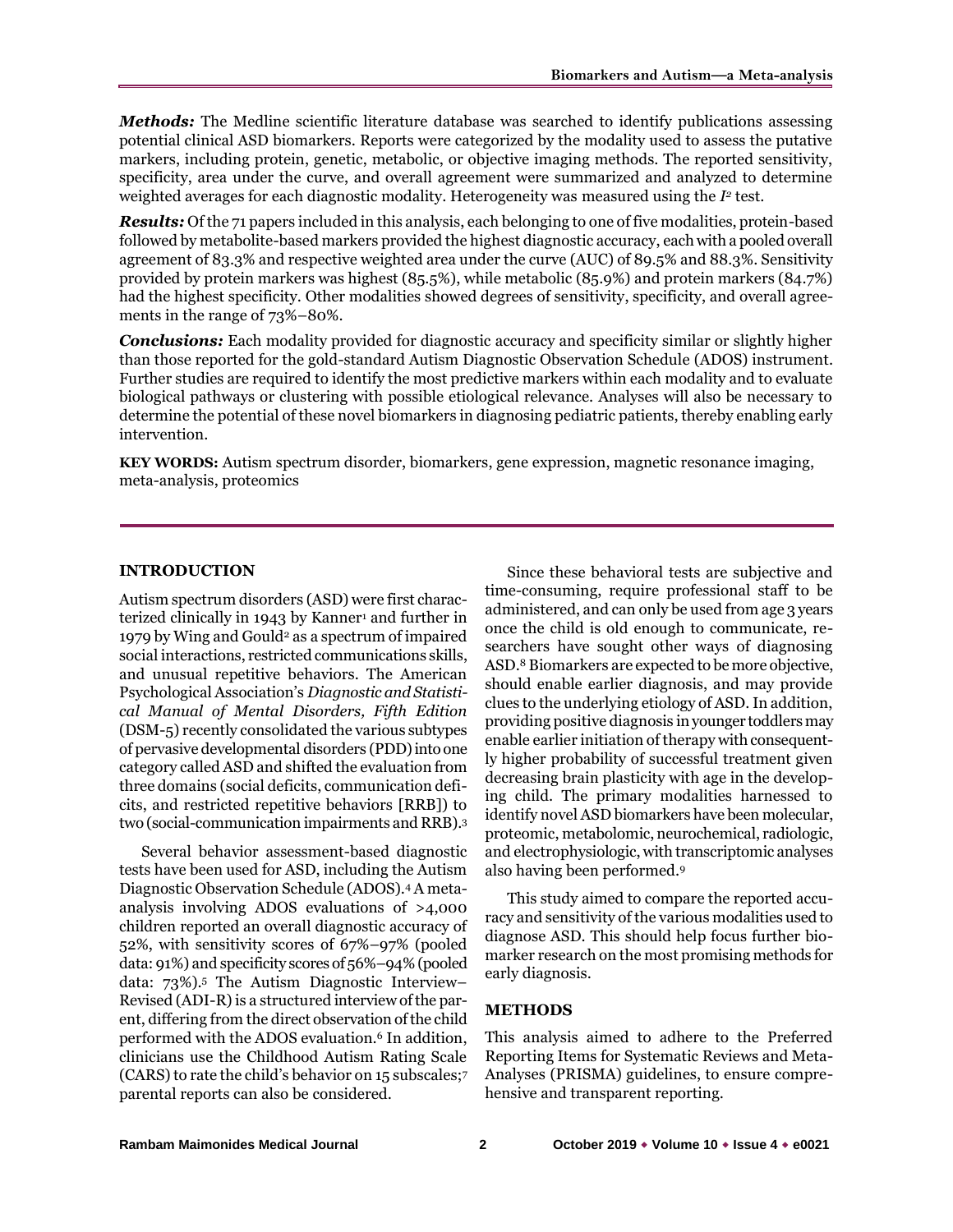***Methods:*** The Medline scientific literature database was searched to identify publications assessing potential clinical ASD biomarkers. Reports were categorized by the modality used to assess the putative markers, including protein, genetic, metabolic, or objective imaging methods. The reported sensitivity, specificity, area under the curve, and overall agreement were summarized and analyzed to determine weighted averages for each diagnostic modality. Heterogeneity was measured using the $I^2$ test.

***Results:*** Of the 71 papers included in this analysis, each belonging to one of five modalities, protein-based followed by metabolite-based markers provided the highest diagnostic accuracy, each with a pooled overall agreement of 83.3% and respective weighted area under the curve (AUC) of 89.5% and 88.3%. Sensitivity provided by protein markers was highest (85.5%), while metabolic (85.9%) and protein markers (84.7%) had the highest specificity. Other modalities showed degrees of sensitivity, specificity, and overall agreements in the range of 73%–80%.

***Conclusions:*** Each modality provided for diagnostic accuracy and specificity similar or slightly higher than those reported for the gold-standard Autism Diagnostic Observation Schedule (ADOS) instrument. Further studies are required to identify the most predictive markers within each modality and to evaluate biological pathways or clustering with possible etiological relevance. Analyses will also be necessary to determine the potential of these novel biomarkers in diagnosing pediatric patients, thereby enabling early intervention.

**KEY WORDS:** Autism spectrum disorder, biomarkers, gene expression, magnetic resonance imaging, meta-analysis, proteomics

## INTRODUCTION

Autism spectrum disorders (ASD) were first characterized clinically in 1943 by Kanner[1] and further in 1979 by Wing and Gould[2] as a spectrum of impaired social interactions, restricted communications skills, and unusual repetitive behaviors. The American Psychological Association's *Diagnostic and Statistical Manual of Mental Disorders, Fifth Edition* (DSM-5) recently consolidated the various subtypes of pervasive developmental disorders (PDD) into one category called ASD and shifted the evaluation from three domains (social deficits, communication deficits, and restricted repetitive behaviors [RRB]) to two (social-communication impairments and RRB).[3]

Several behavior assessment-based diagnostic tests have been used for ASD, including the Autism Diagnostic Observation Schedule (ADOS).[4] A meta-analysis involving ADOS evaluations of >4,000 children reported an overall diagnostic accuracy of 52%, with sensitivity scores of 67%–97% (pooled data: 91%) and specificity scores of 56%–94% (pooled data: 73%).[5] The Autism Diagnostic Interview–Revised (ADI-R) is a structured interview of the parent, differing from the direct observation of the child performed with the ADOS evaluation.[6] In addition, clinicians use the Childhood Autism Rating Scale (CARS) to rate the child's behavior on 15 subscales;[7] parental reports can also be considered.

Since these behavioral tests are subjective and time-consuming, require professional staff to be administered, and can only be used from age 3 years once the child is old enough to communicate, researchers have sought other ways of diagnosing ASD.[8] Biomarkers are expected to be more objective, should enable earlier diagnosis, and may provide clues to the underlying etiology of ASD. In addition, providing positive diagnosis in younger toddlers may enable earlier initiation of therapy with consequently higher probability of successful treatment given decreasing brain plasticity with age in the developing child. The primary modalities harnessed to identify novel ASD biomarkers have been molecular, proteomic, metabolomic, neurochemical, radiologic, and electrophysiologic, with transcriptomic analyses also having been performed.[9]

This study aimed to compare the reported accuracy and sensitivity of the various modalities used to diagnose ASD. This should help focus further biomarker research on the most promising methods for early diagnosis.

## METHODS

This analysis aimed to adhere to the Preferred Reporting Items for Systematic Reviews and Meta-Analyses (PRISMA) guidelines, to ensure comprehensive and transparent reporting.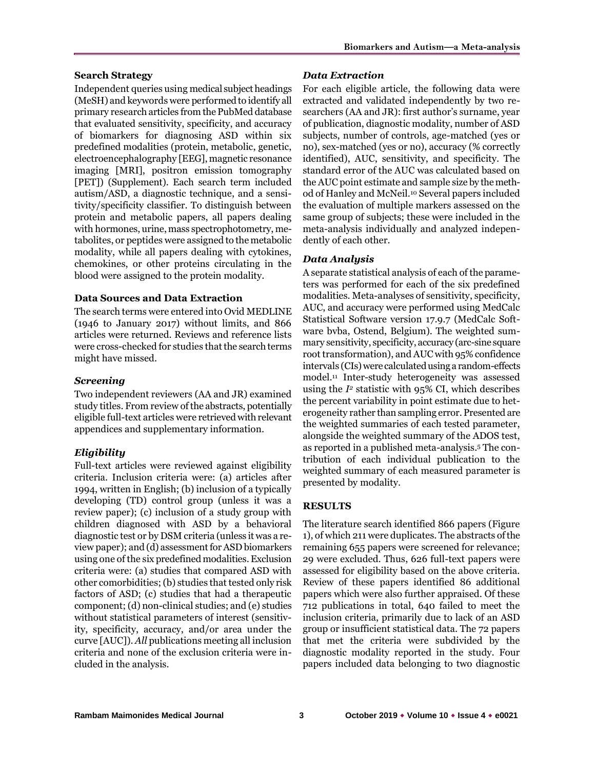### Search Strategy

Independent queries using medical subject headings (MeSH) and keywords were performed to identify all primary research articles from the PubMed database that evaluated sensitivity, specificity, and accuracy of biomarkers for diagnosing ASD within six predefined modalities (protein, metabolic, genetic, electroencephalography [EEG], magnetic resonance imaging [MRI], positron emission tomography [PET]) (Supplement). Each search term included autism/ASD, a diagnostic technique, and a sensitivity/specificity classifier. To distinguish between protein and metabolic papers, all papers dealing with hormones, urine, mass spectrophotometry, metabolites, or peptides were assigned to the metabolic modality, while all papers dealing with cytokines, chemokines, or other proteins circulating in the blood were assigned to the protein modality.

### Data Sources and Data Extraction

The search terms were entered into Ovid MEDLINE (1946 to January 2017) without limits, and 866 articles were returned. Reviews and reference lists were cross-checked for studies that the search terms might have missed.

### *Screening*

Two independent reviewers (AA and JR) examined study titles. From review of the abstracts, potentially eligible full-text articles were retrieved with relevant appendices and supplementary information.

### *Eligibility*

Full-text articles were reviewed against eligibility criteria. Inclusion criteria were: (a) articles after 1994, written in English; (b) inclusion of a typically developing (TD) control group (unless it was a review paper); (c) inclusion of a study group with children diagnosed with ASD by a behavioral diagnostic test or by DSM criteria (unless it was a review paper); and (d) assessment for ASD biomarkers using one of the six predefined modalities. Exclusion criteria were: (a) studies that compared ASD with other comorbidities; (b) studies that tested only risk factors of ASD; (c) studies that had a therapeutic component; (d) non-clinical studies; and (e) studies without statistical parameters of interest (sensitivity, specificity, accuracy, and/or area under the curve [AUC]). *All* publications meeting all inclusion criteria and none of the exclusion criteria were included in the analysis.

### *Data Extraction*

For each eligible article, the following data were extracted and validated independently by two researchers (AA and JR): first author's surname, year of publication, diagnostic modality, number of ASD subjects, number of controls, age-matched (yes or no), sex-matched (yes or no), accuracy (% correctly identified), AUC, sensitivity, and specificity. The standard error of the AUC was calculated based on the AUC point estimate and sample size by the method of Hanley and McNeil.[10] Several papers included the evaluation of multiple markers assessed on the same group of subjects; these were included in the meta-analysis individually and analyzed independently of each other.

### *Data Analysis*

A separate statistical analysis of each of the parameters was performed for each of the six predefined modalities. Meta-analyses of sensitivity, specificity, AUC, and accuracy were performed using MedCalc Statistical Software version 17.9.7 (MedCalc Software bvba, Ostend, Belgium). The weighted summary sensitivity, specificity, accuracy (arc-sine square root transformation), and AUC with 95% confidence intervals (CIs) were calculated using a random-effects model.[11] Inter-study heterogeneity was assessed using the $I^2$ statistic with 95% CI, which describes the percent variability in point estimate due to heterogeneity rather than sampling error. Presented are the weighted summaries of each tested parameter, alongside the weighted summary of the ADOS test, as reported in a published meta-analysis.[5] The contribution of each individual publication to the weighted summary of each measured parameter is presented by modality.

## RESULTS

The literature search identified 866 papers (Figure 1), of which 211 were duplicates. The abstracts of the remaining 655 papers were screened for relevance; 29 were excluded. Thus, 626 full-text papers were assessed for eligibility based on the above criteria. Review of these papers identified 86 additional papers which were also further appraised. Of these 712 publications in total, 640 failed to meet the inclusion criteria, primarily due to lack of an ASD group or insufficient statistical data. The 72 papers that met the criteria were subdivided by the diagnostic modality reported in the study. Four papers included data belonging to two diagnostic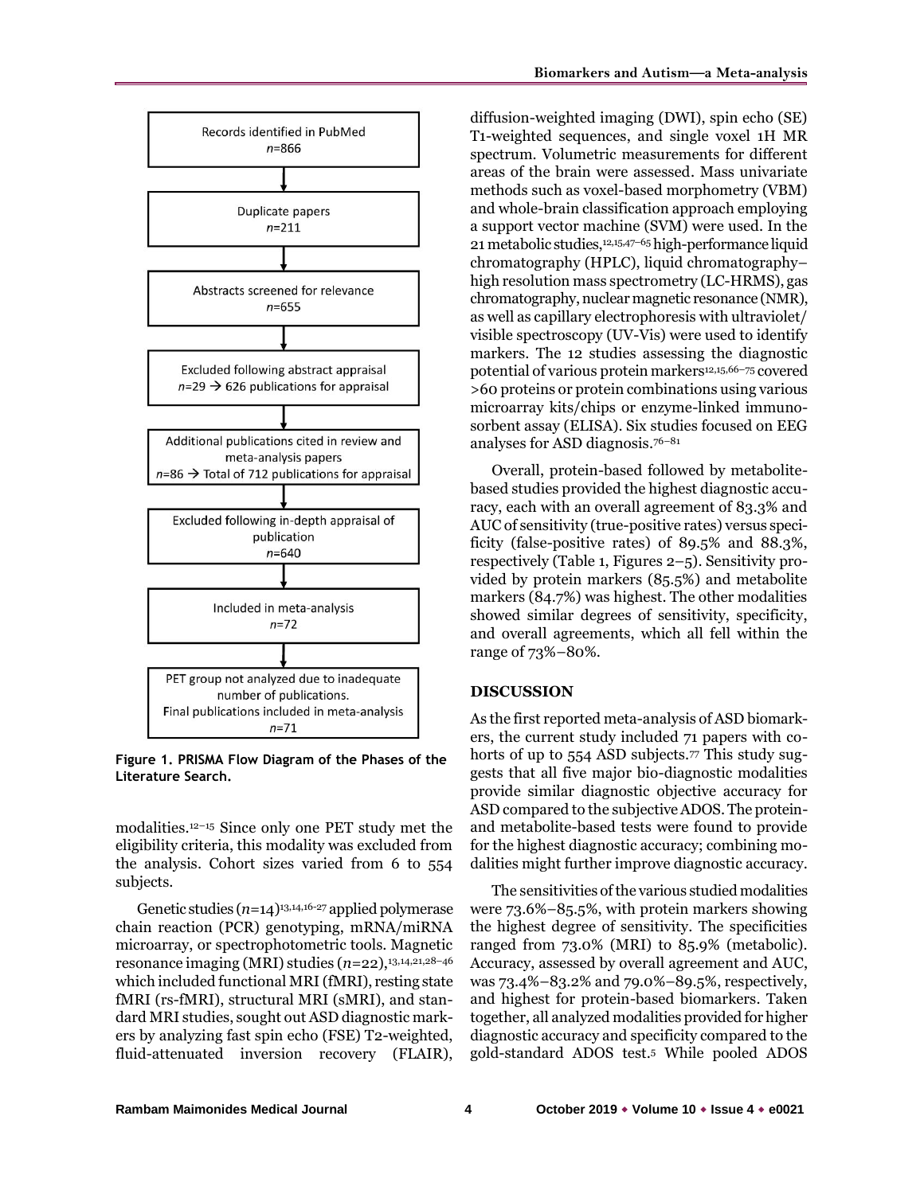Records identified in PubMed
$n$=866

↓

Duplicate papers
$n$=211

↓

Abstracts screened for relevance
$n$=655

↓

Excluded following abstract appraisal
$n$=29 → 626 publications for appraisal

↓

Additional publications cited in review and meta-analysis papers
$n$=86 → Total of 712 publications for appraisal

↓

Excluded following in-depth appraisal of publication
$n$=640

↓

Included in meta-analysis
$n$=72

↓

PET group not analyzed due to inadequate number of publications.
Final publications included in meta-analysis
$n$=71

**Figure 1. PRISMA Flow Diagram of the Phases of the Literature Search.**

modalities.[12–15] Since only one PET study met the eligibility criteria, this modality was excluded from the analysis. Cohort sizes varied from 6 to 554 subjects.

Genetic studies ($n$=14)[13,14,16-27] applied polymerase chain reaction (PCR) genotyping, mRNA/miRNA microarray, or spectrophotometric tools. Magnetic resonance imaging (MRI) studies ($n$=22),[13,14,21,28–46] which included functional MRI (fMRI), resting state fMRI (rs-fMRI), structural MRI (sMRI), and standard MRI studies, sought out ASD diagnostic markers by analyzing fast spin echo (FSE) T2-weighted, fluid-attenuated inversion recovery (FLAIR), diffusion-weighted imaging (DWI), spin echo (SE) T1-weighted sequences, and single voxel 1H MR spectrum. Volumetric measurements for different areas of the brain were assessed. Mass univariate methods such as voxel-based morphometry (VBM) and whole-brain classification approach employing a support vector machine (SVM) were used. In the 21 metabolic studies,[12,15,47–65] high-performance liquid chromatography (HPLC), liquid chromatography–high resolution mass spectrometry (LC-HRMS), gas chromatography, nuclear magnetic resonance (NMR), as well as capillary electrophoresis with ultraviolet/visible spectroscopy (UV-Vis) were used to identify markers. The 12 studies assessing the diagnostic potential of various protein markers[12,15,66–75] covered >60 proteins or protein combinations using various microarray kits/chips or enzyme-linked immunosorbent assay (ELISA). Six studies focused on EEG analyses for ASD diagnosis.[76–81]

Overall, protein-based followed by metabolite-based studies provided the highest diagnostic accuracy, each with an overall agreement of 83.3% and AUC of sensitivity (true-positive rates) versus specificity (false-positive rates) of 89.5% and 88.3%, respectively (Table 1, Figures 2–5). Sensitivity provided by protein markers (85.5%) and metabolite markers (84.7%) was highest. The other modalities showed similar degrees of sensitivity, specificity, and overall agreements, which all fell within the range of 73%–80%.

## DISCUSSION

As the first reported meta-analysis of ASD biomarkers, the current study included 71 papers with cohorts of up to 554 ASD subjects.[77] This study suggests that all five major bio-diagnostic modalities provide similar diagnostic objective accuracy for ASD compared to the subjective ADOS. The protein- and metabolite-based tests were found to provide for the highest diagnostic accuracy; combining modalities might further improve diagnostic accuracy.

The sensitivities of the various studied modalities were 73.6%–85.5%, with protein markers showing the highest degree of sensitivity. The specificities ranged from 73.0% (MRI) to 85.9% (metabolic). Accuracy, assessed by overall agreement and AUC, was 73.4%–83.2% and 79.0%–89.5%, respectively, and highest for protein-based biomarkers. Taken together, all analyzed modalities provided for higher diagnostic accuracy and specificity compared to the gold-standard ADOS test.[5] While pooled ADOS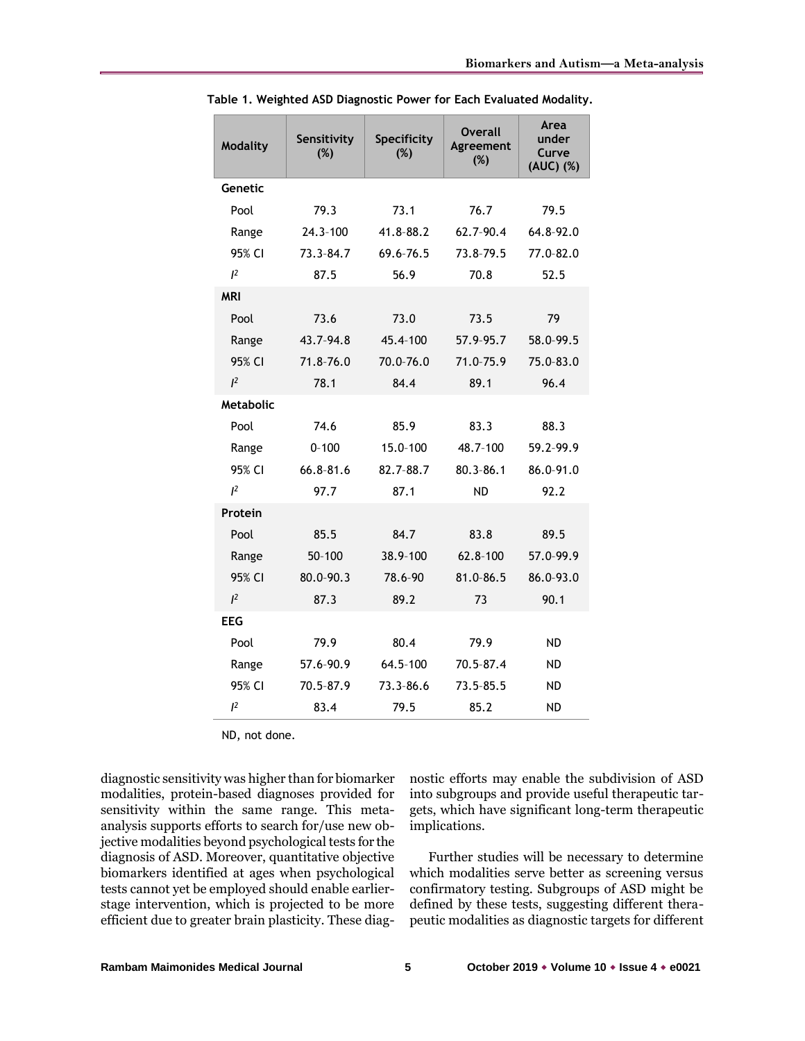Table 1. Weighted ASD Diagnostic Power for Each Evaluated Modality.

| Modality | Sensitivity (%) | Specificity (%) | Overall Agreement (%) | Area under Curve (AUC) (%) |
|---|---|---|---|---|
| **Genetic** | | | | |
| Pool | 79.3 | 73.1 | 76.7 | 79.5 |
| Range | 24.3–100 | 41.8–88.2 | 62.7–90.4 | 64.8–92.0 |
| 95% CI | 73.3–84.7 | 69.6–76.5 | 73.8–79.5 | 77.0–82.0 |
| $I^2$ | 87.5 | 56.9 | 70.8 | 52.5 |
| **MRI** | | | | |
| Pool | 73.6 | 73.0 | 73.5 | 79 |
| Range | 43.7–94.8 | 45.4–100 | 57.9–95.7 | 58.0–99.5 |
| 95% CI | 71.8–76.0 | 70.0–76.0 | 71.0–75.9 | 75.0–83.0 |
| $I^2$ | 78.1 | 84.4 | 89.1 | 96.4 |
| **Metabolic** | | | | |
| Pool | 74.6 | 85.9 | 83.3 | 88.3 |
| Range | 0–100 | 15.0–100 | 48.7–100 | 59.2–99.9 |
| 95% CI | 66.8–81.6 | 82.7–88.7 | 80.3–86.1 | 86.0–91.0 |
| $I^2$ | 97.7 | 87.1 | ND | 92.2 |
| **Protein** | | | | |
| Pool | 85.5 | 84.7 | 83.8 | 89.5 |
| Range | 50–100 | 38.9–100 | 62.8–100 | 57.0–99.9 |
| 95% CI | 80.0–90.3 | 78.6–90 | 81.0–86.5 | 86.0–93.0 |
| $I^2$ | 87.3 | 89.2 | 73 | 90.1 |
| **EEG** | | | | |
| Pool | 79.9 | 80.4 | 79.9 | ND |
| Range | 57.6–90.9 | 64.5–100 | 70.5–87.4 | ND |
| 95% CI | 70.5–87.9 | 73.3–86.6 | 73.5–85.5 | ND |
| $I^2$ | 83.4 | 79.5 | 85.2 | ND |

ND, not done.

diagnostic sensitivity was higher than for biomarker modalities, protein-based diagnoses provided for sensitivity within the same range. This meta-analysis supports efforts to search for/use new objective modalities beyond psychological tests for the diagnosis of ASD. Moreover, quantitative objective biomarkers identified at ages when psychological tests cannot yet be employed should enable earlier-stage intervention, which is projected to be more efficient due to greater brain plasticity. These diagnostic efforts may enable the subdivision of ASD into subgroups and provide useful therapeutic targets, which have significant long-term therapeutic implications.

Further studies will be necessary to determine which modalities serve better as screening versus confirmatory testing. Subgroups of ASD might be defined by these tests, suggesting different therapeutic modalities as diagnostic targets for different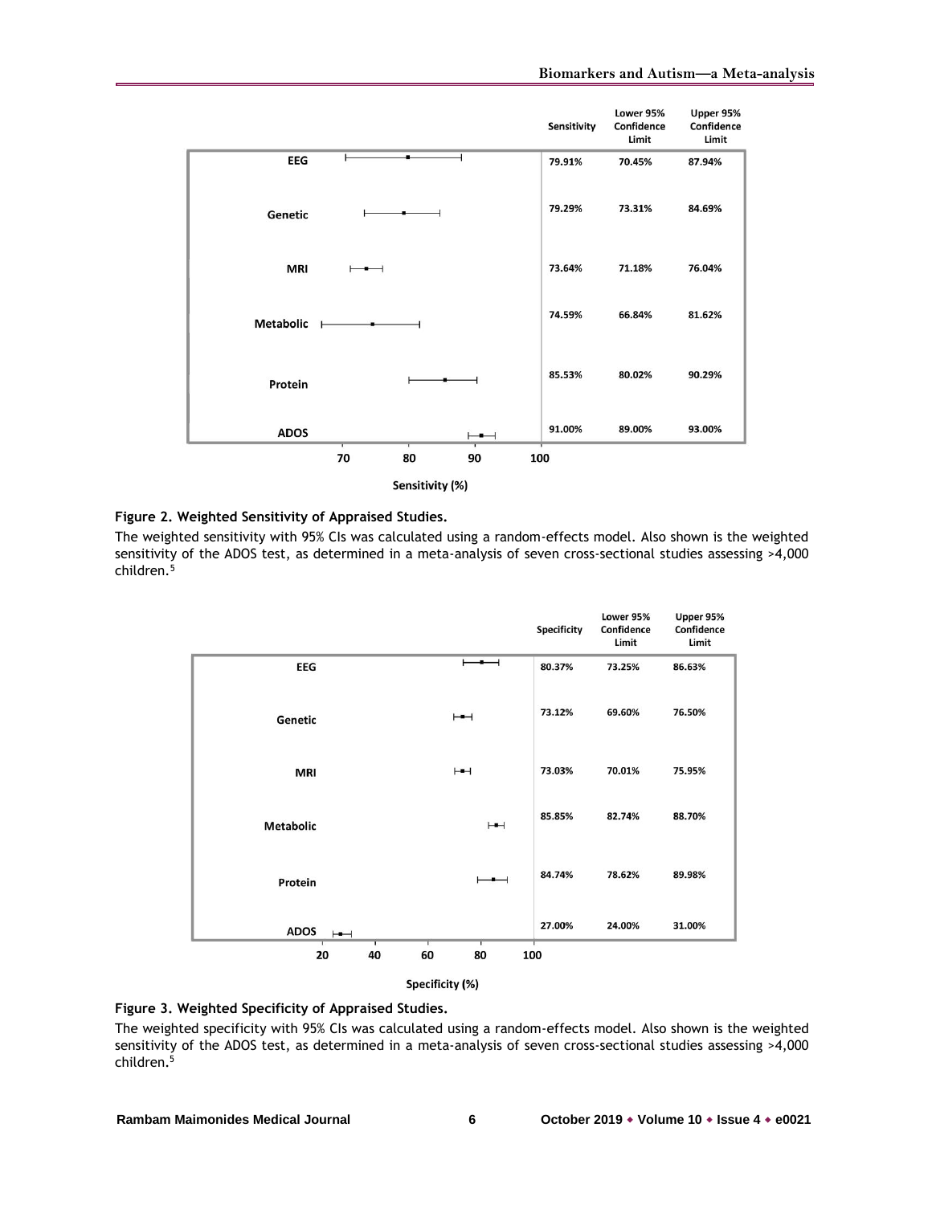| | Sensitivity | Lower 95% Confidence Limit | Upper 95% Confidence Limit |
|---|---|---|---|
| EEG | 79.91% | 70.45% | 87.94% |
| Genetic | 79.29% | 73.31% | 84.69% |
| MRI | 73.64% | 71.18% | 76.04% |
| Metabolic | 74.59% | 66.84% | 81.62% |
| Protein | 85.53% | 80.02% | 90.29% |
| ADOS | 91.00% | 89.00% | 93.00% |

**Figure 2. Weighted Sensitivity of Appraised Studies.**

The weighted sensitivity with 95% CIs was calculated using a random-effects model. Also shown is the weighted sensitivity of the ADOS test, as determined in a meta-analysis of seven cross-sectional studies assessing >4,000 children.[5]

| | Specificity | Lower 95% Confidence Limit | Upper 95% Confidence Limit |
|---|---|---|---|
| EEG | 80.37% | 73.25% | 86.63% |
| Genetic | 73.12% | 69.60% | 76.50% |
| MRI | 73.03% | 70.01% | 75.95% |
| Metabolic | 85.85% | 82.74% | 88.70% |
| Protein | 84.74% | 78.62% | 89.98% |
| ADOS | 27.00% | 24.00% | 31.00% |

**Figure 3. Weighted Specificity of Appraised Studies.**

The weighted specificity with 95% CIs was calculated using a random-effects model. Also shown is the weighted sensitivity of the ADOS test, as determined in a meta-analysis of seven cross-sectional studies assessing >4,000 children.[5]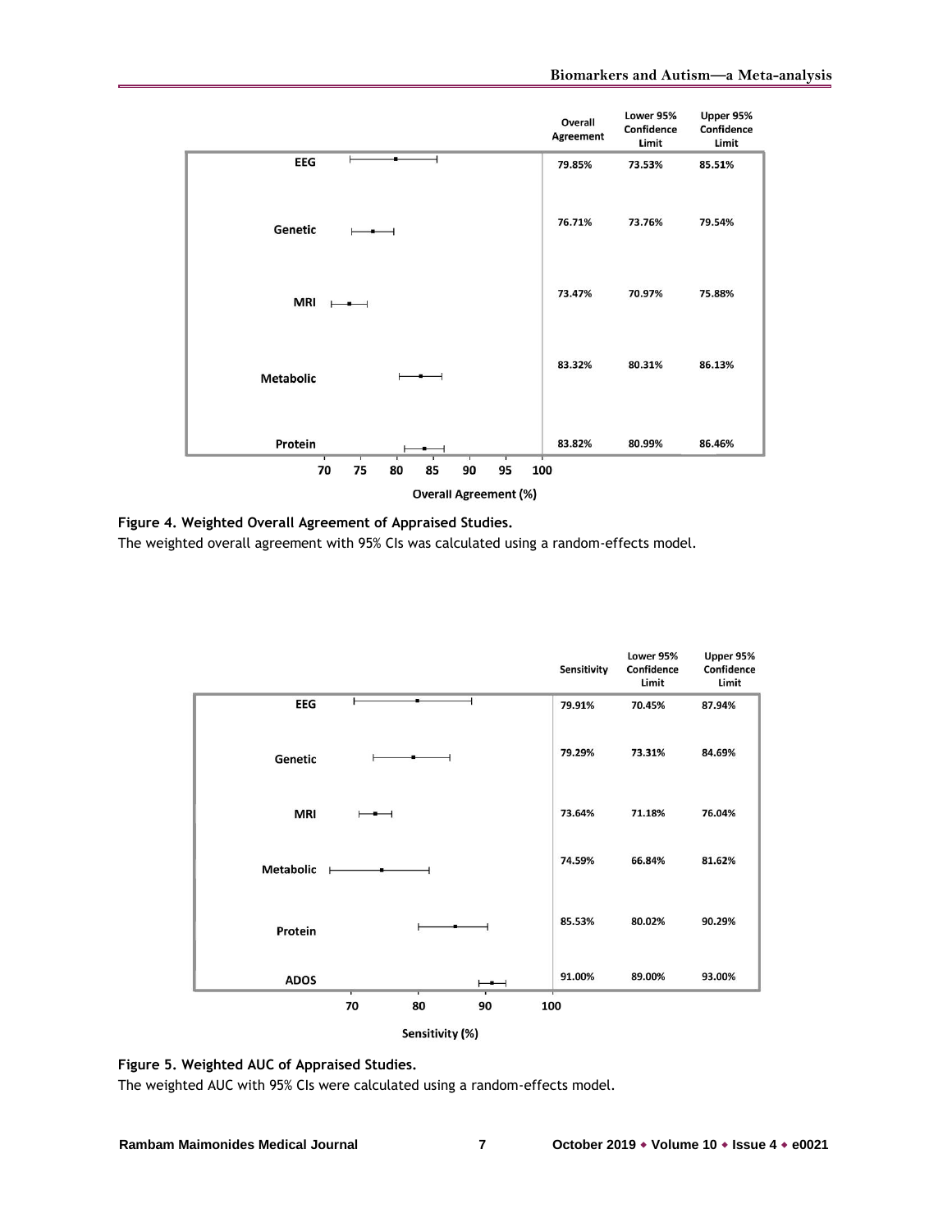| | Overall Agreement | Lower 95% Confidence Limit | Upper 95% Confidence Limit |
|---|---|---|---|
| EEG | 79.85% | 73.53% | 85.51% |
| Genetic | 76.71% | 73.76% | 79.54% |
| MRI | 73.47% | 70.97% | 75.88% |
| Metabolic | 83.32% | 80.31% | 86.13% |
| Protein | 83.82% | 80.99% | 86.46% |

**Figure 4. Weighted Overall Agreement of Appraised Studies.**
The weighted overall agreement with 95% CIs was calculated using a random-effects model.

| | Sensitivity | Lower 95% Confidence Limit | Upper 95% Confidence Limit |
|---|---|---|---|
| EEG | 79.91% | 70.45% | 87.94% |
| Genetic | 79.29% | 73.31% | 84.69% |
| MRI | 73.64% | 71.18% | 76.04% |
| Metabolic | 74.59% | 66.84% | 81.62% |
| Protein | 85.53% | 80.02% | 90.29% |
| ADOS | 91.00% | 89.00% | 93.00% |

**Figure 5. Weighted AUC of Appraised Studies.**
The weighted AUC with 95% CIs were calculated using a random-effects model.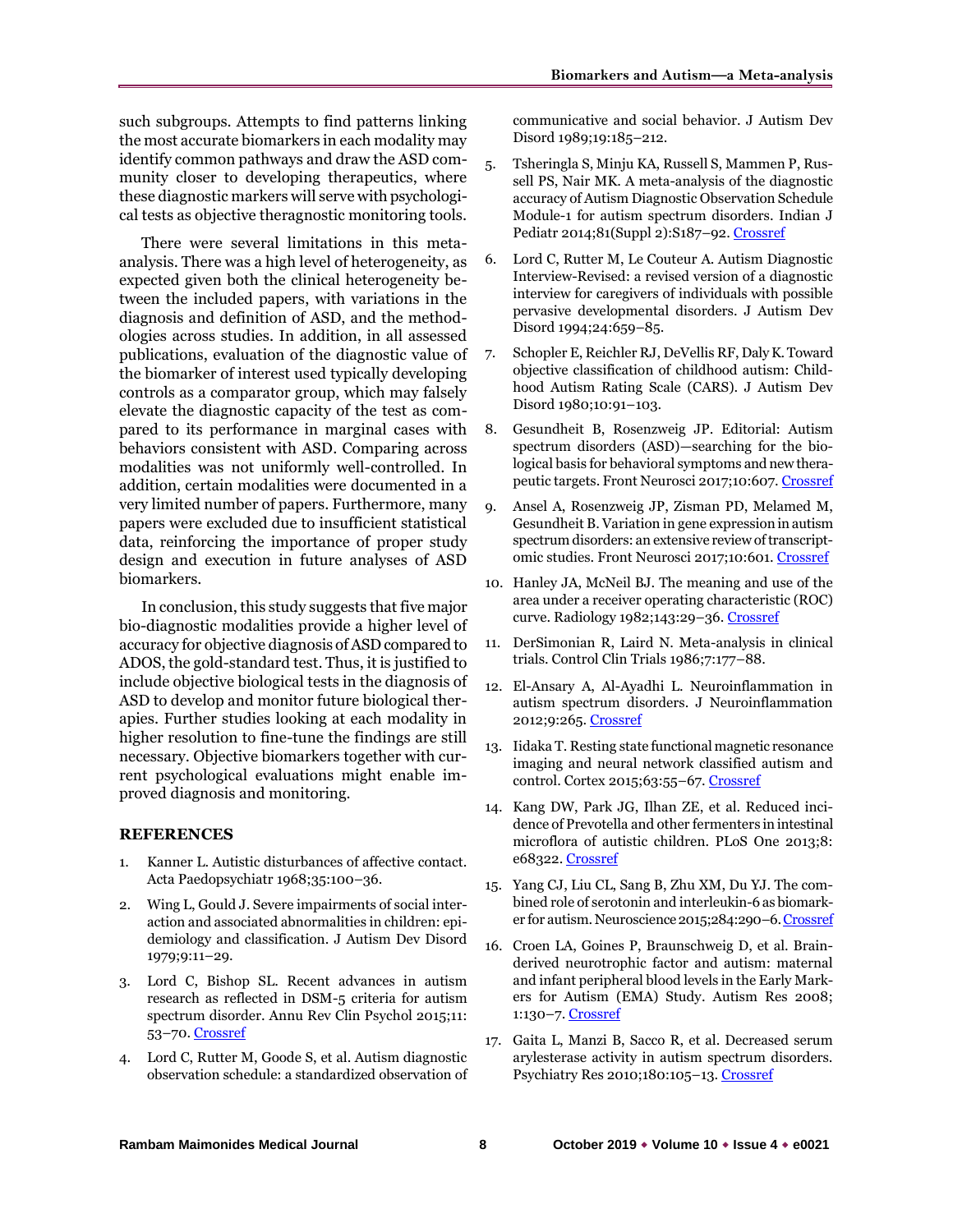such subgroups. Attempts to find patterns linking the most accurate biomarkers in each modality may identify common pathways and draw the ASD community closer to developing therapeutics, where these diagnostic markers will serve with psychological tests as objective theragnostic monitoring tools.

There were several limitations in this meta-analysis. There was a high level of heterogeneity, as expected given both the clinical heterogeneity between the included papers, with variations in the diagnosis and definition of ASD, and the methodologies across studies. In addition, in all assessed publications, evaluation of the diagnostic value of the biomarker of interest used typically developing controls as a comparator group, which may falsely elevate the diagnostic capacity of the test as compared to its performance in marginal cases with behaviors consistent with ASD. Comparing across modalities was not uniformly well-controlled. In addition, certain modalities were documented in a very limited number of papers. Furthermore, many papers were excluded due to insufficient statistical data, reinforcing the importance of proper study design and execution in future analyses of ASD biomarkers.

In conclusion, this study suggests that five major bio-diagnostic modalities provide a higher level of accuracy for objective diagnosis of ASD compared to ADOS, the gold-standard test. Thus, it is justified to include objective biological tests in the diagnosis of ASD to develop and monitor future biological therapies. Further studies looking at each modality in higher resolution to fine-tune the findings are still necessary. Objective biomarkers together with current psychological evaluations might enable improved diagnosis and monitoring.

## REFERENCES

1. Kanner L. Autistic disturbances of affective contact. Acta Paedopsychiatr 1968;35:100–36.
2. Wing L, Gould J. Severe impairments of social interaction and associated abnormalities in children: epidemiology and classification. J Autism Dev Disord 1979;9:11–29.
3. Lord C, Bishop SL. Recent advances in autism research as reflected in DSM-5 criteria for autism spectrum disorder. Annu Rev Clin Psychol 2015;11: 53–70. Crossref
4. Lord C, Rutter M, Goode S, et al. Autism diagnostic observation schedule: a standardized observation of communicative and social behavior. J Autism Dev Disord 1989;19:185–212.
5. Tsheringla S, Minju KA, Russell S, Mammen P, Russell PS, Nair MK. A meta-analysis of the diagnostic accuracy of Autism Diagnostic Observation Schedule Module-1 for autism spectrum disorders. Indian J Pediatr 2014;81(Suppl 2):S187–92. Crossref
6. Lord C, Rutter M, Le Couteur A. Autism Diagnostic Interview-Revised: a revised version of a diagnostic interview for caregivers of individuals with possible pervasive developmental disorders. J Autism Dev Disord 1994;24:659–85.
7. Schopler E, Reichler RJ, DeVellis RF, Daly K. Toward objective classification of childhood autism: Childhood Autism Rating Scale (CARS). J Autism Dev Disord 1980;10:91–103.
8. Gesundheit B, Rosenzweig JP. Editorial: Autism spectrum disorders (ASD)—searching for the biological basis for behavioral symptoms and new therapeutic targets. Front Neurosci 2017;10:607. Crossref
9. Ansel A, Rosenzweig JP, Zisman PD, Melamed M, Gesundheit B. Variation in gene expression in autism spectrum disorders: an extensive review of transcriptomic studies. Front Neurosci 2017;10:601. Crossref
10. Hanley JA, McNeil BJ. The meaning and use of the area under a receiver operating characteristic (ROC) curve. Radiology 1982;143:29–36. Crossref
11. DerSimonian R, Laird N. Meta-analysis in clinical trials. Control Clin Trials 1986;7:177–88.
12. El-Ansary A, Al-Ayadhi L. Neuroinflammation in autism spectrum disorders. J Neuroinflammation 2012;9:265. Crossref
13. Iidaka T. Resting state functional magnetic resonance imaging and neural network classified autism and control. Cortex 2015;63:55–67. Crossref
14. Kang DW, Park JG, Ilhan ZE, et al. Reduced incidence of Prevotella and other fermenters in intestinal microflora of autistic children. PLoS One 2013;8: e68322. Crossref
15. Yang CJ, Liu CL, Sang B, Zhu XM, Du YJ. The combined role of serotonin and interleukin-6 as biomarker for autism. Neuroscience 2015;284:290–6. Crossref
16. Croen LA, Goines P, Braunschweig D, et al. Brain-derived neurotrophic factor and autism: maternal and infant peripheral blood levels in the Early Markers for Autism (EMA) Study. Autism Res 2008; 1:130–7. Crossref
17. Gaita L, Manzi B, Sacco R, et al. Decreased serum arylesterase activity in autism spectrum disorders. Psychiatry Res 2010;180:105–13. Crossref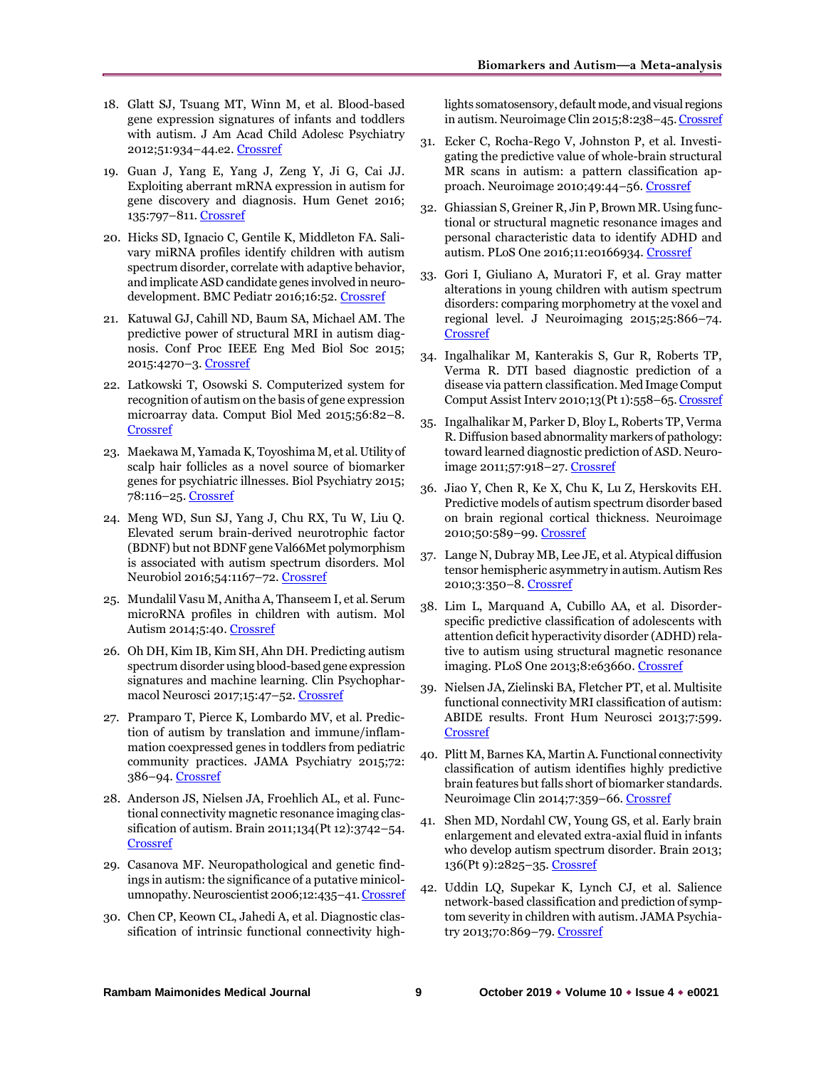18. Glatt SJ, Tsuang MT, Winn M, et al. Blood-based gene expression signatures of infants and toddlers with autism. J Am Acad Child Adolesc Psychiatry 2012;51:934–44.e2. Crossref

19. Guan J, Yang E, Yang J, Zeng Y, Ji G, Cai JJ. Exploiting aberrant mRNA expression in autism for gene discovery and diagnosis. Hum Genet 2016; 135:797–811. Crossref

20. Hicks SD, Ignacio C, Gentile K, Middleton FA. Salivary miRNA profiles identify children with autism spectrum disorder, correlate with adaptive behavior, and implicate ASD candidate genes involved in neurodevelopment. BMC Pediatr 2016;16:52. Crossref

21. Katuwal GJ, Cahill ND, Baum SA, Michael AM. The predictive power of structural MRI in autism diagnosis. Conf Proc IEEE Eng Med Biol Soc 2015; 2015:4270–3. Crossref

22. Latkowski T, Osowski S. Computerized system for recognition of autism on the basis of gene expression microarray data. Comput Biol Med 2015;56:82–8. Crossref

23. Maekawa M, Yamada K, Toyoshima M, et al. Utility of scalp hair follicles as a novel source of biomarker genes for psychiatric illnesses. Biol Psychiatry 2015; 78:116–25. Crossref

24. Meng WD, Sun SJ, Yang J, Chu RX, Tu W, Liu Q. Elevated serum brain-derived neurotrophic factor (BDNF) but not BDNF gene Val66Met polymorphism is associated with autism spectrum disorders. Mol Neurobiol 2016;54:1167–72. Crossref

25. Mundalil Vasu M, Anitha A, Thanseem I, et al. Serum microRNA profiles in children with autism. Mol Autism 2014;5:40. Crossref

26. Oh DH, Kim IB, Kim SH, Ahn DH. Predicting autism spectrum disorder using blood-based gene expression signatures and machine learning. Clin Psychopharmacol Neurosci 2017;15:47–52. Crossref

27. Pramparo T, Pierce K, Lombardo MV, et al. Prediction of autism by translation and immune/inflammation coexpressed genes in toddlers from pediatric community practices. JAMA Psychiatry 2015;72: 386–94. Crossref

28. Anderson JS, Nielsen JA, Froehlich AL, et al. Functional connectivity magnetic resonance imaging classification of autism. Brain 2011;134(Pt 12):3742–54. Crossref

29. Casanova MF. Neuropathological and genetic findings in autism: the significance of a putative minicolumnopathy. Neuroscientist 2006;12:435–41. Crossref

30. Chen CP, Keown CL, Jahedi A, et al. Diagnostic classification of intrinsic functional connectivity highlights somatosensory, default mode, and visual regions in autism. Neuroimage Clin 2015;8:238–45. Crossref

31. Ecker C, Rocha-Rego V, Johnston P, et al. Investigating the predictive value of whole-brain structural MR scans in autism: a pattern classification approach. Neuroimage 2010;49:44–56. Crossref

32. Ghiassian S, Greiner R, Jin P, Brown MR. Using functional or structural magnetic resonance images and personal characteristic data to identify ADHD and autism. PLoS One 2016;11:e0166934. Crossref

33. Gori I, Giuliano A, Muratori F, et al. Gray matter alterations in young children with autism spectrum disorders: comparing morphometry at the voxel and regional level. J Neuroimaging 2015;25:866–74. Crossref

34. Ingalhalikar M, Kanterakis S, Gur R, Roberts TP, Verma R. DTI based diagnostic prediction of a disease via pattern classification. Med Image Comput Comput Assist Interv 2010;13(Pt 1):558–65. Crossref

35. Ingalhalikar M, Parker D, Bloy L, Roberts TP, Verma R. Diffusion based abnormality markers of pathology: toward learned diagnostic prediction of ASD. Neuroimage 2011;57:918–27. Crossref

36. Jiao Y, Chen R, Ke X, Chu K, Lu Z, Herskovits EH. Predictive models of autism spectrum disorder based on brain regional cortical thickness. Neuroimage 2010;50:589–99. Crossref

37. Lange N, Dubray MB, Lee JE, et al. Atypical diffusion tensor hemispheric asymmetry in autism. Autism Res 2010;3:350–8. Crossref

38. Lim L, Marquand A, Cubillo AA, et al. Disorder-specific predictive classification of adolescents with attention deficit hyperactivity disorder (ADHD) relative to autism using structural magnetic resonance imaging. PLoS One 2013;8:e63660. Crossref

39. Nielsen JA, Zielinski BA, Fletcher PT, et al. Multisite functional connectivity MRI classification of autism: ABIDE results. Front Hum Neurosci 2013;7:599. Crossref

40. Plitt M, Barnes KA, Martin A. Functional connectivity classification of autism identifies highly predictive brain features but falls short of biomarker standards. Neuroimage Clin 2014;7:359–66. Crossref

41. Shen MD, Nordahl CW, Young GS, et al. Early brain enlargement and elevated extra-axial fluid in infants who develop autism spectrum disorder. Brain 2013; 136(Pt 9):2825–35. Crossref

42. Uddin LQ, Supekar K, Lynch CJ, et al. Salience network-based classification and prediction of symptom severity in children with autism. JAMA Psychiatry 2013;70:869–79. Crossref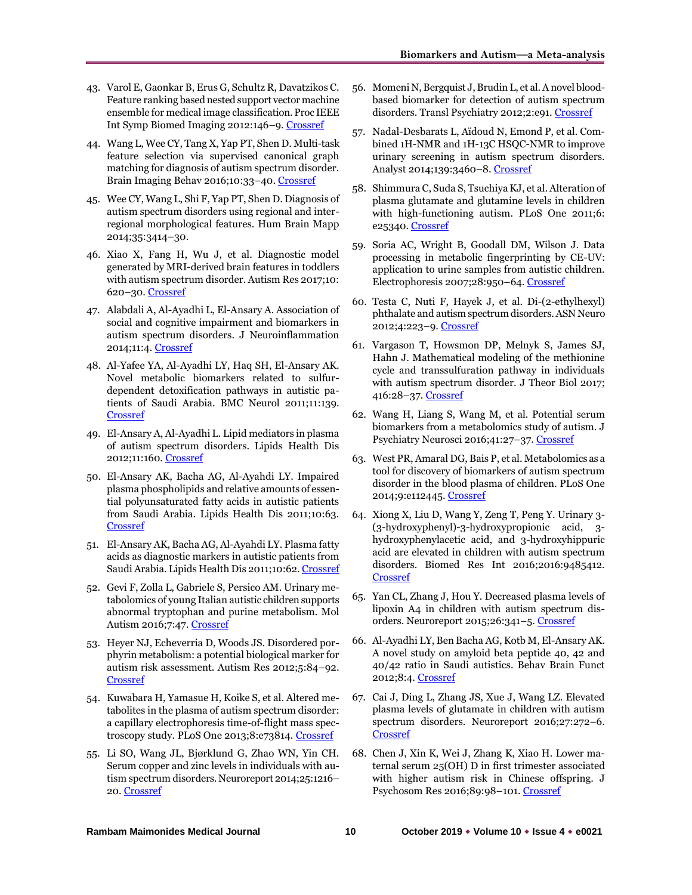43. Varol E, Gaonkar B, Erus G, Schultz R, Davatzikos C. Feature ranking based nested support vector machine ensemble for medical image classification. Proc IEEE Int Symp Biomed Imaging 2012:146–9. Crossref

44. Wang L, Wee CY, Tang X, Yap PT, Shen D. Multi-task feature selection via supervised canonical graph matching for diagnosis of autism spectrum disorder. Brain Imaging Behav 2016;10:33–40. Crossref

45. Wee CY, Wang L, Shi F, Yap PT, Shen D. Diagnosis of autism spectrum disorders using regional and inter-regional morphological features. Hum Brain Mapp 2014;35:3414–30.

46. Xiao X, Fang H, Wu J, et al. Diagnostic model generated by MRI-derived brain features in toddlers with autism spectrum disorder. Autism Res 2017;10: 620–30. Crossref

47. Alabdali A, Al-Ayadhi L, El-Ansary A. Association of social and cognitive impairment and biomarkers in autism spectrum disorders. J Neuroinflammation 2014;11:4. Crossref

48. Al-Yafee YA, Al-Ayadhi LY, Haq SH, El-Ansary AK. Novel metabolic biomarkers related to sulfur-dependent detoxification pathways in autistic patients of Saudi Arabia. BMC Neurol 2011;11:139. Crossref

49. El-Ansary A, Al-Ayadhi L. Lipid mediators in plasma of autism spectrum disorders. Lipids Health Dis 2012;11:160. Crossref

50. El-Ansary AK, Bacha AG, Al-Ayahdi LY. Impaired plasma phospholipids and relative amounts of essential polyunsaturated fatty acids in autistic patients from Saudi Arabia. Lipids Health Dis 2011;10:63. Crossref

51. El-Ansary AK, Bacha AG, Al-Ayahdi LY. Plasma fatty acids as diagnostic markers in autistic patients from Saudi Arabia. Lipids Health Dis 2011;10:62. Crossref

52. Gevi F, Zolla L, Gabriele S, Persico AM. Urinary metabolomics of young Italian autistic children supports abnormal tryptophan and purine metabolism. Mol Autism 2016;7:47. Crossref

53. Heyer NJ, Echeverria D, Woods JS. Disordered porphyrin metabolism: a potential biological marker for autism risk assessment. Autism Res 2012;5:84–92. Crossref

54. Kuwabara H, Yamasue H, Koike S, et al. Altered metabolites in the plasma of autism spectrum disorder: a capillary electrophoresis time-of-flight mass spectroscopy study. PLoS One 2013;8:e73814. Crossref

55. Li SO, Wang JL, Bjørklund G, Zhao WN, Yin CH. Serum copper and zinc levels in individuals with autism spectrum disorders. Neuroreport 2014;25:1216–20. Crossref

56. Momeni N, Bergquist J, Brudin L, et al. A novel blood-based biomarker for detection of autism spectrum disorders. Transl Psychiatry 2012;2:e91. Crossref

57. Nadal-Desbarats L, Aïdoud N, Emond P, et al. Combined 1H-NMR and 1H-13C HSQC-NMR to improve urinary screening in autism spectrum disorders. Analyst 2014;139:3460–8. Crossref

58. Shimmura C, Suda S, Tsuchiya KJ, et al. Alteration of plasma glutamate and glutamine levels in children with high-functioning autism. PLoS One 2011;6: e25340. Crossref

59. Soria AC, Wright B, Goodall DM, Wilson J. Data processing in metabolic fingerprinting by CE-UV: application to urine samples from autistic children. Electrophoresis 2007;28:950–64. Crossref

60. Testa C, Nuti F, Hayek J, et al. Di-(2-ethylhexyl) phthalate and autism spectrum disorders. ASN Neuro 2012;4:223–9. Crossref

61. Vargason T, Howsmon DP, Melnyk S, James SJ, Hahn J. Mathematical modeling of the methionine cycle and transsulfuration pathway in individuals with autism spectrum disorder. J Theor Biol 2017; 416:28–37. Crossref

62. Wang H, Liang S, Wang M, et al. Potential serum biomarkers from a metabolomics study of autism. J Psychiatry Neurosci 2016;41:27–37. Crossref

63. West PR, Amaral DG, Bais P, et al. Metabolomics as a tool for discovery of biomarkers of autism spectrum disorder in the blood plasma of children. PLoS One 2014;9:e112445. Crossref

64. Xiong X, Liu D, Wang Y, Zeng T, Peng Y. Urinary 3-(3-hydroxyphenyl)-3-hydroxypropionic acid, 3-hydroxyphenylacetic acid, and 3-hydroxyhippuric acid are elevated in children with autism spectrum disorders. Biomed Res Int 2016;2016:9485412. Crossref

65. Yan CL, Zhang J, Hou Y. Decreased plasma levels of lipoxin A4 in children with autism spectrum disorders. Neuroreport 2015;26:341–5. Crossref

66. Al-Ayadhi LY, Ben Bacha AG, Kotb M, El-Ansary AK. A novel study on amyloid beta peptide 40, 42 and 40/42 ratio in Saudi autistics. Behav Brain Funct 2012;8:4. Crossref

67. Cai J, Ding L, Zhang JS, Xue J, Wang LZ. Elevated plasma levels of glutamate in children with autism spectrum disorders. Neuroreport 2016;27:272–6. Crossref

68. Chen J, Xin K, Wei J, Zhang K, Xiao H. Lower maternal serum 25(OH) D in first trimester associated with higher autism risk in Chinese offspring. J Psychosom Res 2016;89:98–101. Crossref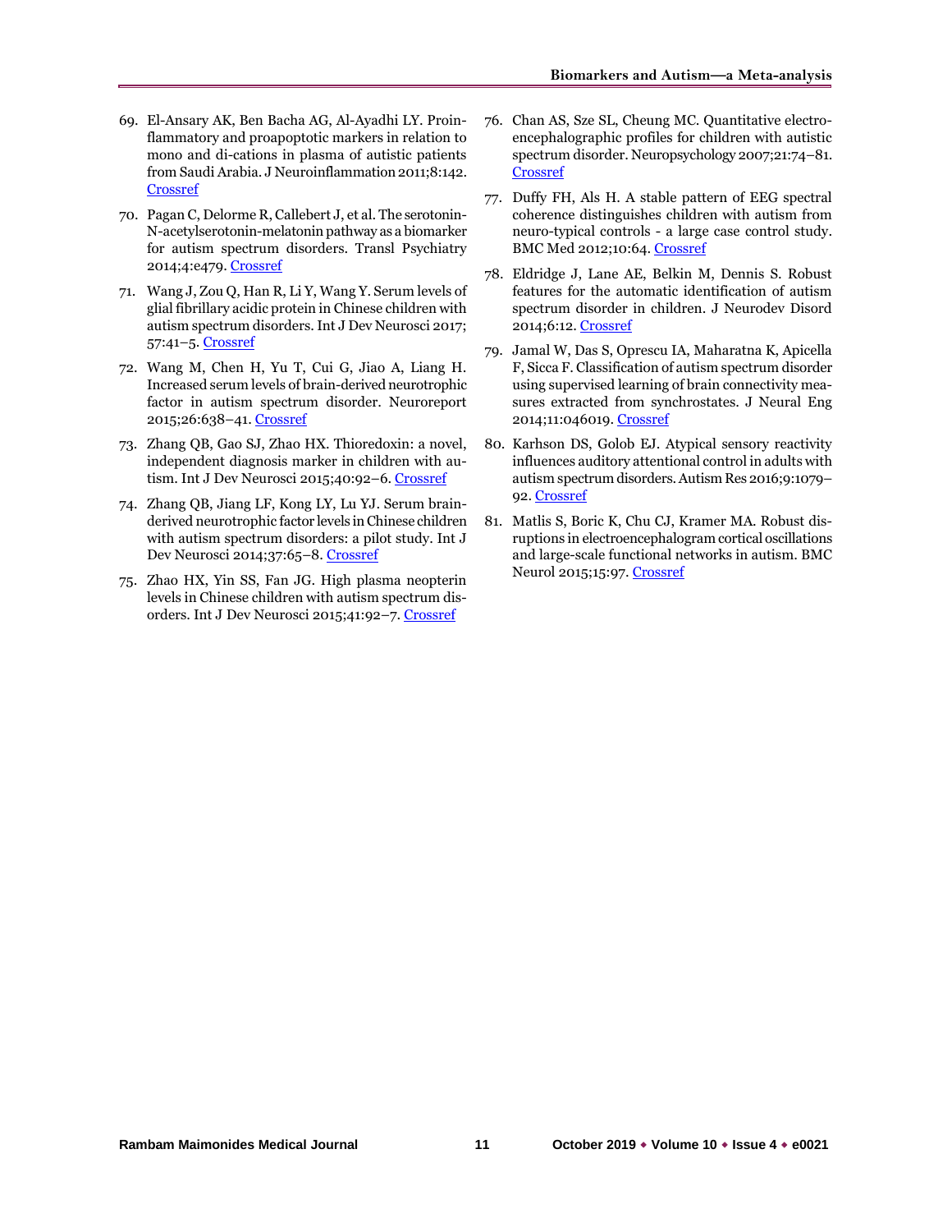69. El-Ansary AK, Ben Bacha AG, Al-Ayadhi LY. Proinflammatory and proapoptotic markers in relation to mono and di-cations in plasma of autistic patients from Saudi Arabia. J Neuroinflammation 2011;8:142. Crossref

70. Pagan C, Delorme R, Callebert J, et al. The serotonin-N-acetylserotonin-melatonin pathway as a biomarker for autism spectrum disorders. Transl Psychiatry 2014;4:e479. Crossref

71. Wang J, Zou Q, Han R, Li Y, Wang Y. Serum levels of glial fibrillary acidic protein in Chinese children with autism spectrum disorders. Int J Dev Neurosci 2017; 57:41–5. Crossref

72. Wang M, Chen H, Yu T, Cui G, Jiao A, Liang H. Increased serum levels of brain-derived neurotrophic factor in autism spectrum disorder. Neuroreport 2015;26:638–41. Crossref

73. Zhang QB, Gao SJ, Zhao HX. Thioredoxin: a novel, independent diagnosis marker in children with autism. Int J Dev Neurosci 2015;40:92–6. Crossref

74. Zhang QB, Jiang LF, Kong LY, Lu YJ. Serum brain-derived neurotrophic factor levels in Chinese children with autism spectrum disorders: a pilot study. Int J Dev Neurosci 2014;37:65–8. Crossref

75. Zhao HX, Yin SS, Fan JG. High plasma neopterin levels in Chinese children with autism spectrum disorders. Int J Dev Neurosci 2015;41:92–7. Crossref

76. Chan AS, Sze SL, Cheung MC. Quantitative electroencephalographic profiles for children with autistic spectrum disorder. Neuropsychology 2007;21:74–81. Crossref

77. Duffy FH, Als H. A stable pattern of EEG spectral coherence distinguishes children with autism from neuro-typical controls - a large case control study. BMC Med 2012;10:64. Crossref

78. Eldridge J, Lane AE, Belkin M, Dennis S. Robust features for the automatic identification of autism spectrum disorder in children. J Neurodev Disord 2014;6:12. Crossref

79. Jamal W, Das S, Oprescu IA, Maharatna K, Apicella F, Sicca F. Classification of autism spectrum disorder using supervised learning of brain connectivity measures extracted from synchrostates. J Neural Eng 2014;11:046019. Crossref

80. Karhson DS, Golob EJ. Atypical sensory reactivity influences auditory attentional control in adults with autism spectrum disorders. Autism Res 2016;9:1079–92. Crossref

81. Matlis S, Boric K, Chu CJ, Kramer MA. Robust disruptions in electroencephalogram cortical oscillations and large-scale functional networks in autism. BMC Neurol 2015;15:97. Crossref